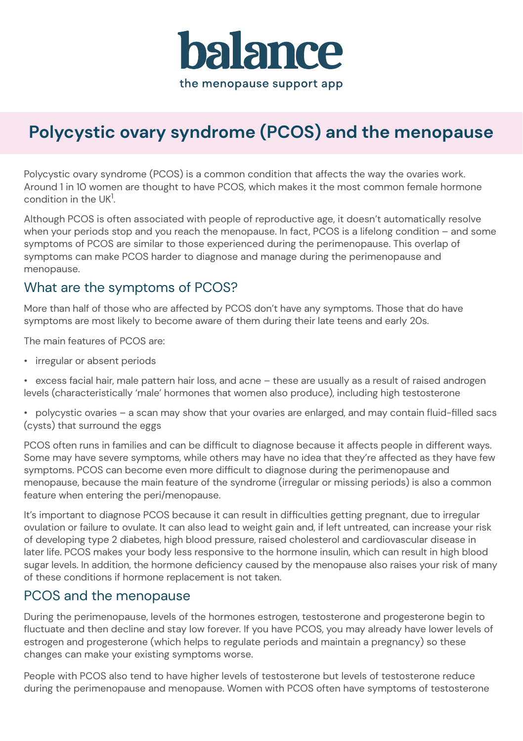# balance

the menopause support app

## Polycystic ovary syndrome (PCOS) and the menopause

Polycystic ovary syndrome (PCOS) is a common condition that affects the way the ovaries work. Around 1 in 10 women are thought to have PCOS, which makes it the most common female hormone condition in the UK[1].

Although PCOS is often associated with people of reproductive age, it doesn't automatically resolve when your periods stop and you reach the menopause. In fact, PCOS is a lifelong condition – and some symptoms of PCOS are similar to those experienced during the perimenopause. This overlap of symptoms can make PCOS harder to diagnose and manage during the perimenopause and menopause.

### What are the symptoms of PCOS?

More than half of those who are affected by PCOS don't have any symptoms. Those that do have symptoms are most likely to become aware of them during their late teens and early 20s.

The main features of PCOS are:

- irregular or absent periods
- excess facial hair, male pattern hair loss, and acne – these are usually as a result of raised androgen levels (characteristically 'male' hormones that women also produce), including high testosterone
- polycystic ovaries – a scan may show that your ovaries are enlarged, and may contain fluid-filled sacs (cysts) that surround the eggs

PCOS often runs in families and can be difficult to diagnose because it affects people in different ways. Some may have severe symptoms, while others may have no idea that they're affected as they have few symptoms. PCOS can become even more difficult to diagnose during the perimenopause and menopause, because the main feature of the syndrome (irregular or missing periods) is also a common feature when entering the peri/menopause.

It's important to diagnose PCOS because it can result in difficulties getting pregnant, due to irregular ovulation or failure to ovulate. It can also lead to weight gain and, if left untreated, can increase your risk of developing type 2 diabetes, high blood pressure, raised cholesterol and cardiovascular disease in later life. PCOS makes your body less responsive to the hormone insulin, which can result in high blood sugar levels. In addition, the hormone deficiency caused by the menopause also raises your risk of many of these conditions if hormone replacement is not taken.

### PCOS and the menopause

During the perimenopause, levels of the hormones estrogen, testosterone and progesterone begin to fluctuate and then decline and stay low forever. If you have PCOS, you may already have lower levels of estrogen and progesterone (which helps to regulate periods and maintain a pregnancy) so these changes can make your existing symptoms worse.

People with PCOS also tend to have higher levels of testosterone but levels of testosterone reduce during the perimenopause and menopause. Women with PCOS often have symptoms of testosterone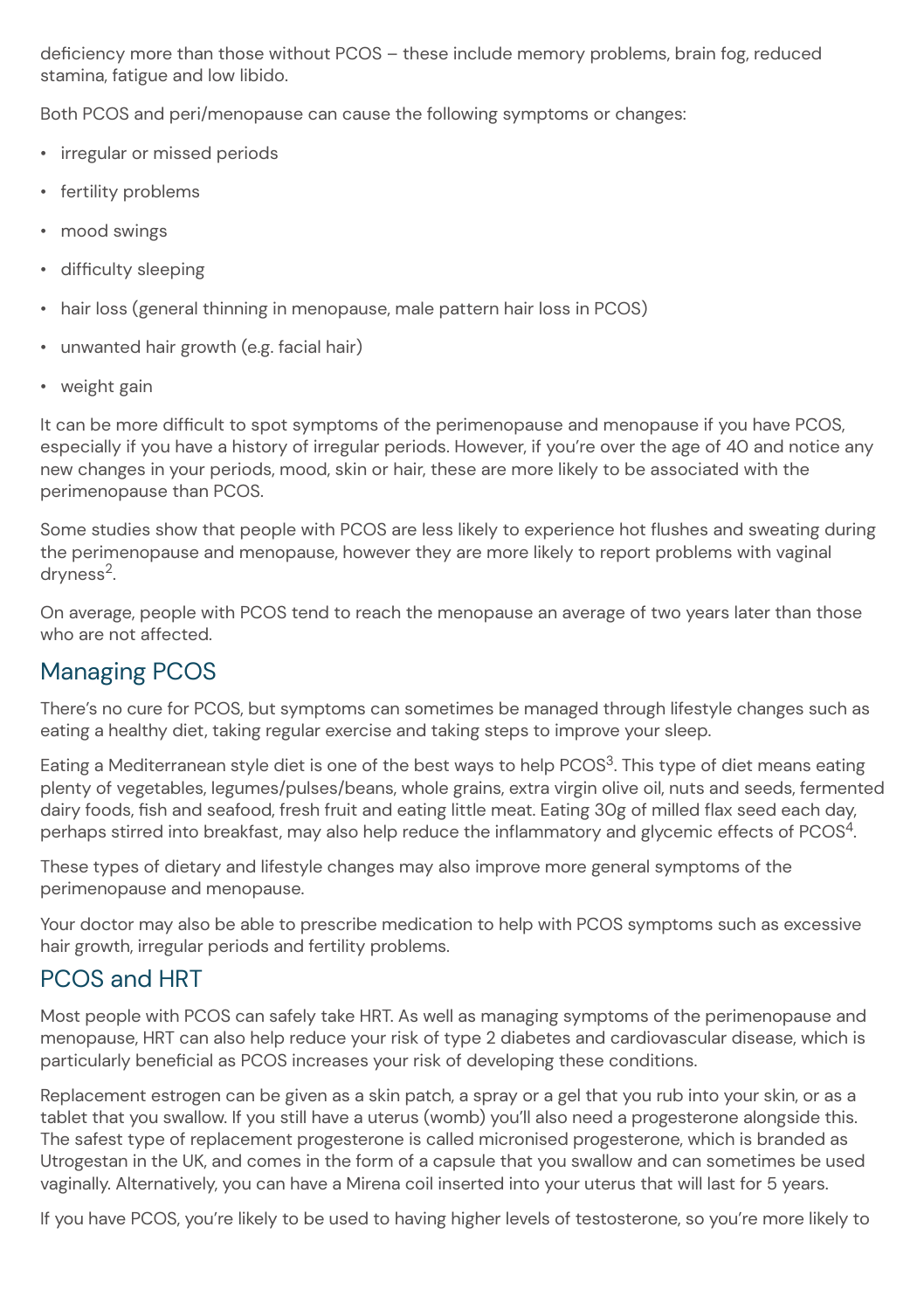deficiency more than those without PCOS – these include memory problems, brain fog, reduced stamina, fatigue and low libido.

Both PCOS and peri/menopause can cause the following symptoms or changes:

- irregular or missed periods
- fertility problems
- mood swings
- difficulty sleeping
- hair loss (general thinning in menopause, male pattern hair loss in PCOS)
- unwanted hair growth (e.g. facial hair)
- weight gain

It can be more difficult to spot symptoms of the perimenopause and menopause if you have PCOS, especially if you have a history of irregular periods. However, if you're over the age of 40 and notice any new changes in your periods, mood, skin or hair, these are more likely to be associated with the perimenopause than PCOS.

Some studies show that people with PCOS are less likely to experience hot flushes and sweating during the perimenopause and menopause, however they are more likely to report problems with vaginal dryness[2].

On average, people with PCOS tend to reach the menopause an average of two years later than those who are not affected.

## Managing PCOS

There's no cure for PCOS, but symptoms can sometimes be managed through lifestyle changes such as eating a healthy diet, taking regular exercise and taking steps to improve your sleep.

Eating a Mediterranean style diet is one of the best ways to help PCOS[3]. This type of diet means eating plenty of vegetables, legumes/pulses/beans, whole grains, extra virgin olive oil, nuts and seeds, fermented dairy foods, fish and seafood, fresh fruit and eating little meat. Eating 30g of milled flax seed each day, perhaps stirred into breakfast, may also help reduce the inflammatory and glycemic effects of PCOS[4].

These types of dietary and lifestyle changes may also improve more general symptoms of the perimenopause and menopause.

Your doctor may also be able to prescribe medication to help with PCOS symptoms such as excessive hair growth, irregular periods and fertility problems.

## PCOS and HRT

Most people with PCOS can safely take HRT. As well as managing symptoms of the perimenopause and menopause, HRT can also help reduce your risk of type 2 diabetes and cardiovascular disease, which is particularly beneficial as PCOS increases your risk of developing these conditions.

Replacement estrogen can be given as a skin patch, a spray or a gel that you rub into your skin, or as a tablet that you swallow. If you still have a uterus (womb) you'll also need a progesterone alongside this. The safest type of replacement progesterone is called micronised progesterone, which is branded as Utrogestan in the UK, and comes in the form of a capsule that you swallow and can sometimes be used vaginally. Alternatively, you can have a Mirena coil inserted into your uterus that will last for 5 years.

If you have PCOS, you're likely to be used to having higher levels of testosterone, so you're more likely to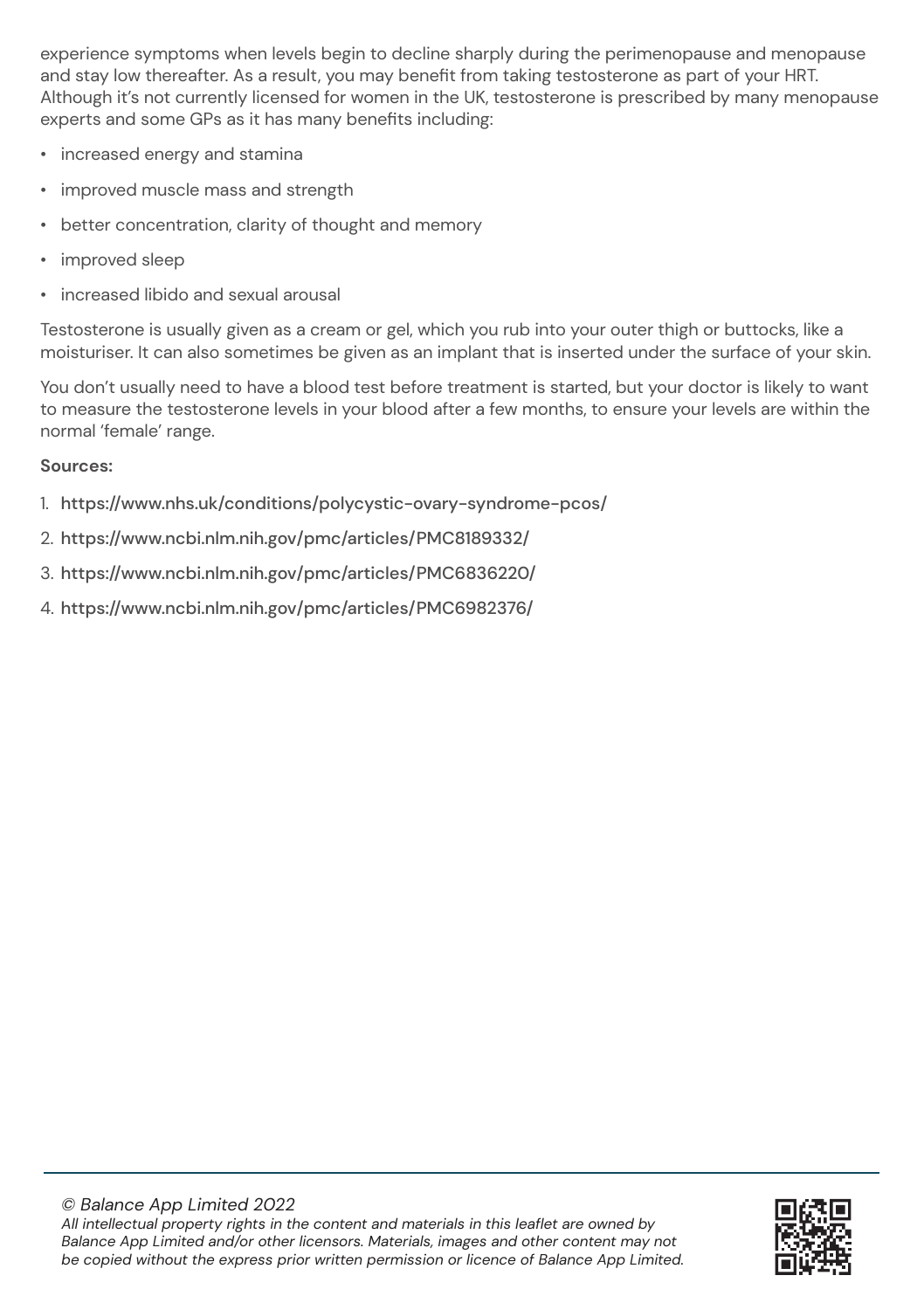experience symptoms when levels begin to decline sharply during the perimenopause and menopause and stay low thereafter. As a result, you may benefit from taking testosterone as part of your HRT. Although it's not currently licensed for women in the UK, testosterone is prescribed by many menopause experts and some GPs as it has many benefits including:

- increased energy and stamina
- improved muscle mass and strength
- better concentration, clarity of thought and memory
- improved sleep
- increased libido and sexual arousal

Testosterone is usually given as a cream or gel, which you rub into your outer thigh or buttocks, like a moisturiser. It can also sometimes be given as an implant that is inserted under the surface of your skin.

You don't usually need to have a blood test before treatment is started, but your doctor is likely to want to measure the testosterone levels in your blood after a few months, to ensure your levels are within the normal 'female' range.

**Sources:**

1. https://www.nhs.uk/conditions/polycystic-ovary-syndrome-pcos/
2. https://www.ncbi.nlm.nih.gov/pmc/articles/PMC8189332/
3. https://www.ncbi.nlm.nih.gov/pmc/articles/PMC6836220/
4. https://www.ncbi.nlm.nih.gov/pmc/articles/PMC6982376/

*© Balance App Limited 2022*
*All intellectual property rights in the content and materials in this leaflet are owned by Balance App Limited and/or other licensors. Materials, images and other content may not be copied without the express prior written permission or licence of Balance App Limited.*